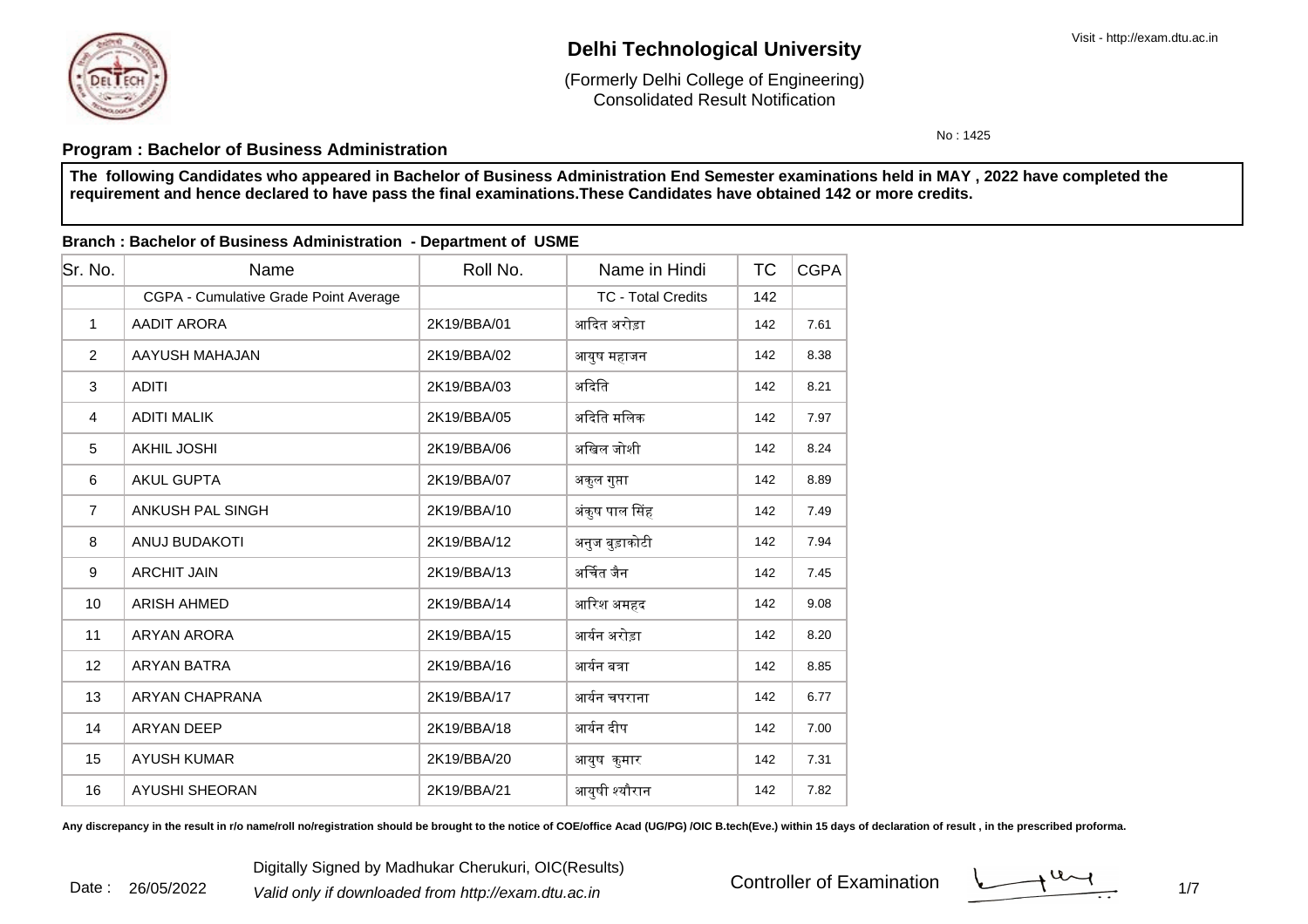# Delhi Technological University

(Formerly Delhi College of Engineering)
Consolidated Result Notification

Visit - http://exam.dtu.ac.in

No : 1425

**Program : Bachelor of Business Administration**

**The following Candidates who appeared in Bachelor of Business Administration End Semester examinations held in MAY , 2022 have completed the requirement and hence declared to have pass the final examinations.These Candidates have obtained 142 or more credits.**

**Branch : Bachelor of Business Administration - Department of USME**

| Sr. No. | Name | Roll No. | Name in Hindi | TC | CGPA |
|---|---|---|---|---|---|
| | CGPA - Cumulative Grade Point Average | | TC - Total Credits | 142 | |
| 1 | AADIT ARORA | 2K19/BBA/01 | आदित अरोड़ा | 142 | 7.61 |
| 2 | AAYUSH MAHAJAN | 2K19/BBA/02 | आयुष महाजन | 142 | 8.38 |
| 3 | ADITI | 2K19/BBA/03 | अदिति | 142 | 8.21 |
| 4 | ADITI MALIK | 2K19/BBA/05 | अदिति मलिक | 142 | 7.97 |
| 5 | AKHIL JOSHI | 2K19/BBA/06 | अखिल जोशी | 142 | 8.24 |
| 6 | AKUL GUPTA | 2K19/BBA/07 | अकुल गुप्ता | 142 | 8.89 |
| 7 | ANKUSH PAL SINGH | 2K19/BBA/10 | अंकुष पाल सिंह | 142 | 7.49 |
| 8 | ANUJ BUDAKOTI | 2K19/BBA/12 | अनुज बुड़ाकोटी | 142 | 7.94 |
| 9 | ARCHIT JAIN | 2K19/BBA/13 | अर्चित जैन | 142 | 7.45 |
| 10 | ARISH AHMED | 2K19/BBA/14 | आरिश अमहद | 142 | 9.08 |
| 11 | ARYAN ARORA | 2K19/BBA/15 | आर्यन अरोड़ा | 142 | 8.20 |
| 12 | ARYAN BATRA | 2K19/BBA/16 | आर्यन बत्रा | 142 | 8.85 |
| 13 | ARYAN CHAPRANA | 2K19/BBA/17 | आर्यन चपराना | 142 | 6.77 |
| 14 | ARYAN DEEP | 2K19/BBA/18 | आर्यन दीप | 142 | 7.00 |
| 15 | AYUSH KUMAR | 2K19/BBA/20 | आयुष कुमार | 142 | 7.31 |
| 16 | AYUSHI SHEORAN | 2K19/BBA/21 | आयुषी श्यौरान | 142 | 7.82 |

**Any discrepancy in the result in r/o name/roll no/registration should be brought to the notice of COE/office Acad (UG/PG) /OIC B.tech(Eve.) within 15 days of declaration of result , in the prescribed proforma.**

Date : 26/05/2022

Digitally Signed by Madhukar Cherukuri, OIC(Results)

*Valid only if downloaded from http://exam.dtu.ac.in*

Controller of Examination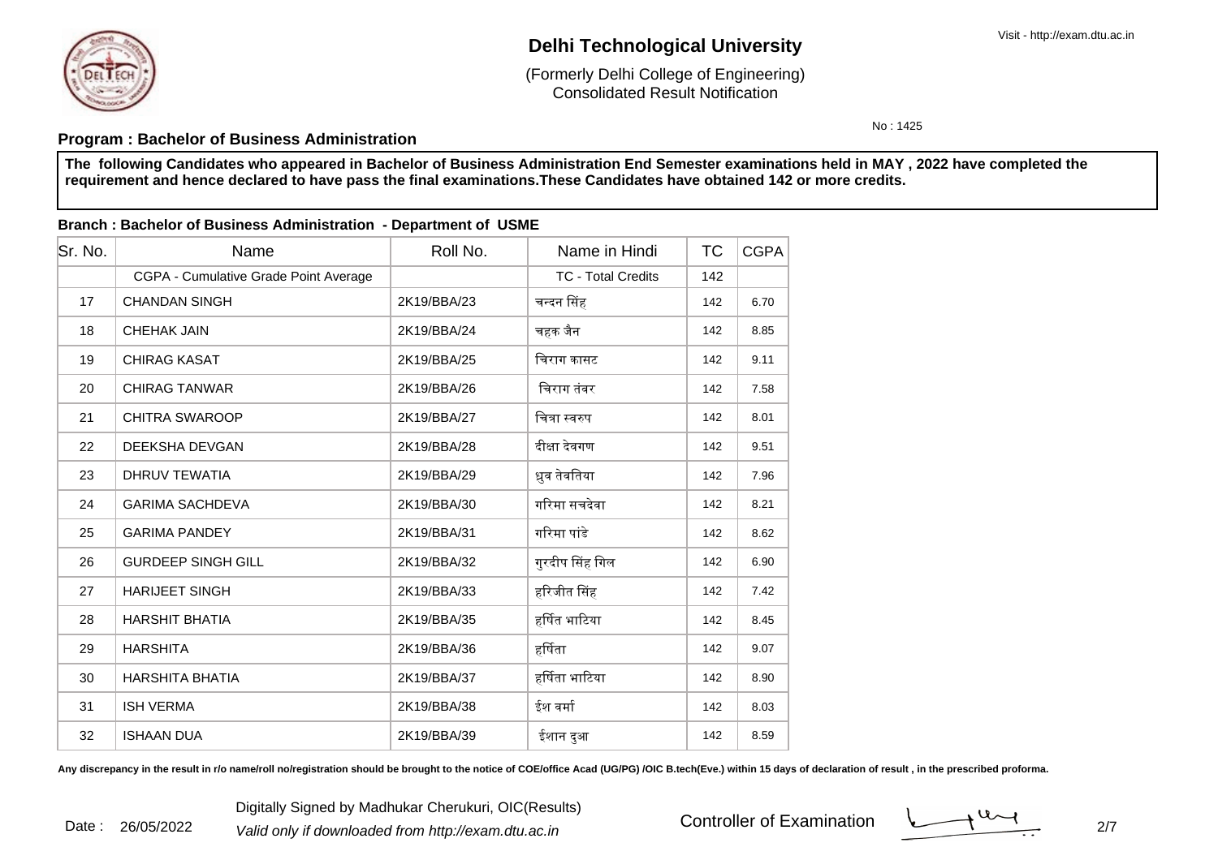# Delhi Technological University

(Formerly Delhi College of Engineering)
Consolidated Result Notification

No : 1425

**Program : Bachelor of Business Administration**

**The following Candidates who appeared in Bachelor of Business Administration End Semester examinations held in MAY , 2022 have completed the requirement and hence declared to have pass the final examinations.These Candidates have obtained 142 or more credits.**

**Branch : Bachelor of Business Administration - Department of USME**

| Sr. No. | Name | Roll No. | Name in Hindi | TC | CGPA |
|---|---|---|---|---|---|
| | CGPA - Cumulative Grade Point Average | | TC - Total Credits | 142 | |
| 17 | CHANDAN SINGH | 2K19/BBA/23 | चन्दन सिंह | 142 | 6.70 |
| 18 | CHEHAK JAIN | 2K19/BBA/24 | चहक जैन | 142 | 8.85 |
| 19 | CHIRAG KASAT | 2K19/BBA/25 | चिराग कासट | 142 | 9.11 |
| 20 | CHIRAG TANWAR | 2K19/BBA/26 | चिराग तंवर | 142 | 7.58 |
| 21 | CHITRA SWAROOP | 2K19/BBA/27 | चित्रा स्वरुप | 142 | 8.01 |
| 22 | DEEKSHA DEVGAN | 2K19/BBA/28 | दीक्षा देवगण | 142 | 9.51 |
| 23 | DHRUV TEWATIA | 2K19/BBA/29 | ध्रुव तेवतिया | 142 | 7.96 |
| 24 | GARIMA SACHDEVA | 2K19/BBA/30 | गरिमा सचदेवा | 142 | 8.21 |
| 25 | GARIMA PANDEY | 2K19/BBA/31 | गरिमा पांडे | 142 | 8.62 |
| 26 | GURDEEP SINGH GILL | 2K19/BBA/32 | गुरदीप सिंह गिल | 142 | 6.90 |
| 27 | HARIJEET SINGH | 2K19/BBA/33 | हरिजीत सिंह | 142 | 7.42 |
| 28 | HARSHIT BHATIA | 2K19/BBA/35 | हर्षित भाटिया | 142 | 8.45 |
| 29 | HARSHITA | 2K19/BBA/36 | हर्षिता | 142 | 9.07 |
| 30 | HARSHITA BHATIA | 2K19/BBA/37 | हर्षिता भाटिया | 142 | 8.90 |
| 31 | ISH VERMA | 2K19/BBA/38 | ईश वर्मा | 142 | 8.03 |
| 32 | ISHAAN DUA | 2K19/BBA/39 | ईशान दुआ | 142 | 8.59 |

**Any discrepancy in the result in r/o name/roll no/registration should be brought to the notice of COE/office Acad (UG/PG) /OIC B.tech(Eve.) within 15 days of declaration of result , in the prescribed proforma.**

Date : 26/05/2022

Digitally Signed by Madhukar Cherukuri, OIC(Results)

*Valid only if downloaded from http://exam.dtu.ac.in*

Controller of Examination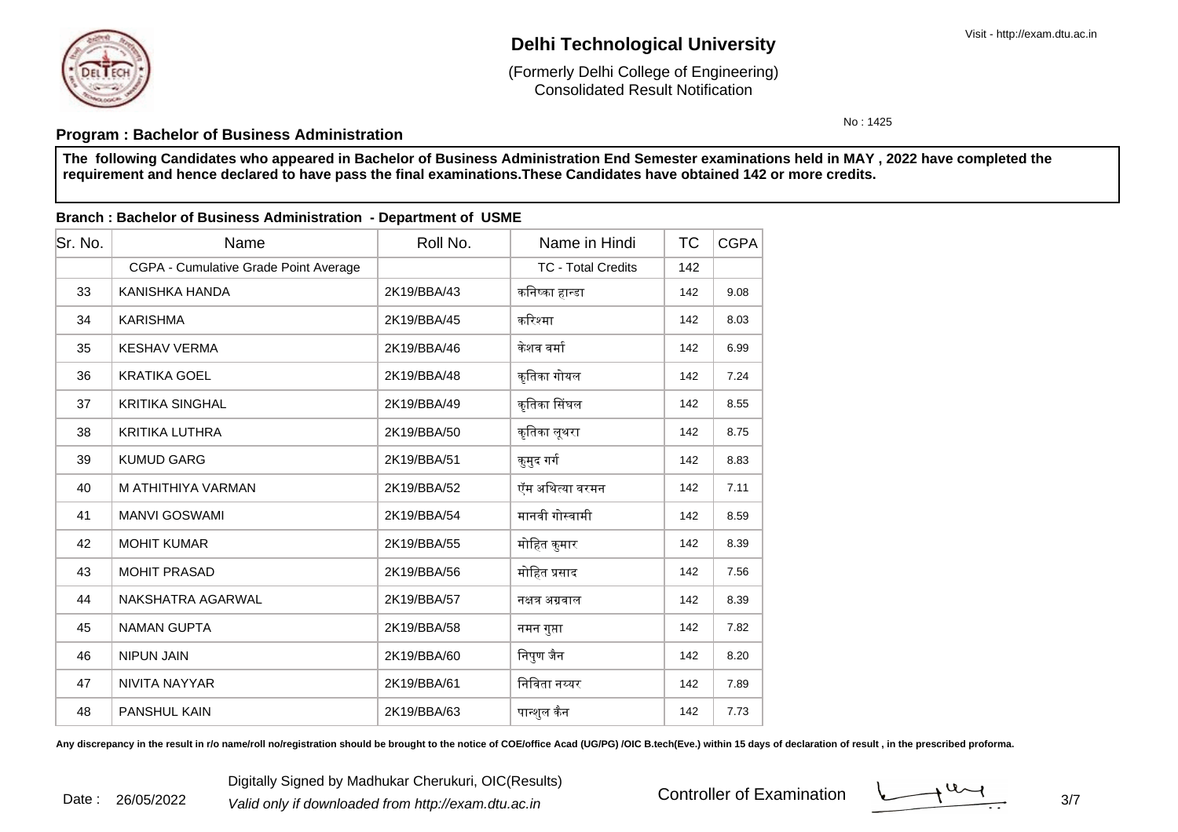# Delhi Technological University

(Formerly Delhi College of Engineering)
Consolidated Result Notification

No : 1425

## Program : Bachelor of Business Administration

**The following Candidates who appeared in Bachelor of Business Administration End Semester examinations held in MAY , 2022 have completed the requirement and hence declared to have pass the final examinations.These Candidates have obtained 142 or more credits.**

### Branch : Bachelor of Business Administration - Department of USME

| Sr. No. | Name | Roll No. | Name in Hindi | TC | CGPA |
|---|---|---|---|---|---|
| | CGPA - Cumulative Grade Point Average | | TC - Total Credits | 142 | |
| 33 | KANISHKA HANDA | 2K19/BBA/43 | कनिष्का हान्डा | 142 | 9.08 |
| 34 | KARISHMA | 2K19/BBA/45 | करिश्मा | 142 | 8.03 |
| 35 | KESHAV VERMA | 2K19/BBA/46 | केशव वर्मा | 142 | 6.99 |
| 36 | KRATIKA GOEL | 2K19/BBA/48 | कृतिका गोयल | 142 | 7.24 |
| 37 | KRITIKA SINGHAL | 2K19/BBA/49 | कृतिका सिंघल | 142 | 8.55 |
| 38 | KRITIKA LUTHRA | 2K19/BBA/50 | कृतिका लूथरा | 142 | 8.75 |
| 39 | KUMUD GARG | 2K19/BBA/51 | कुमुद गर्ग | 142 | 8.83 |
| 40 | M ATHITHIYA VARMAN | 2K19/BBA/52 | ऍम अथित्या वरमन | 142 | 7.11 |
| 41 | MANVI GOSWAMI | 2K19/BBA/54 | मानवी गोस्वामी | 142 | 8.59 |
| 42 | MOHIT KUMAR | 2K19/BBA/55 | मोहित कुमार | 142 | 8.39 |
| 43 | MOHIT PRASAD | 2K19/BBA/56 | मोहित प्रसाद | 142 | 7.56 |
| 44 | NAKSHATRA AGARWAL | 2K19/BBA/57 | नक्षत्र अग्रवाल | 142 | 8.39 |
| 45 | NAMAN GUPTA | 2K19/BBA/58 | नमन गुप्ता | 142 | 7.82 |
| 46 | NIPUN JAIN | 2K19/BBA/60 | निपुण जैन | 142 | 8.20 |
| 47 | NIVITA NAYYAR | 2K19/BBA/61 | निविता नय्यर | 142 | 7.89 |
| 48 | PANSHUL KAIN | 2K19/BBA/63 | पान्शुल कैन | 142 | 7.73 |

**Any discrepancy in the result in r/o name/roll no/registration should be brought to the notice of COE/office Acad (UG/PG) /OIC B.tech(Eve.) within 15 days of declaration of result , in the prescribed proforma.**

Date : 26/05/2022

Digitally Signed by Madhukar Cherukuri, OIC(Results)

*Valid only if downloaded from http://exam.dtu.ac.in*

Controller of Examination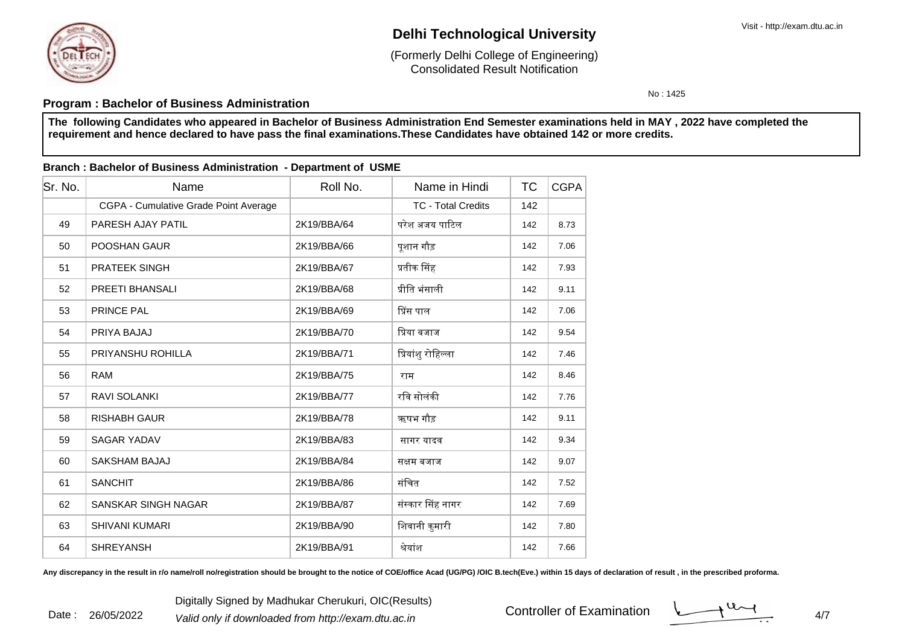# Delhi Technological University

(Formerly Delhi College of Engineering)
Consolidated Result Notification

No : 1425

**Program : Bachelor of Business Administration**

**The following Candidates who appeared in Bachelor of Business Administration End Semester examinations held in MAY , 2022 have completed the requirement and hence declared to have pass the final examinations.These Candidates have obtained 142 or more credits.**

**Branch : Bachelor of Business Administration - Department of USME**

| Sr. No. | Name | Roll No. | Name in Hindi | TC | CGPA |
|---|---|---|---|---|---|
| | CGPA - Cumulative Grade Point Average | | TC - Total Credits | 142 | |
| 49 | PARESH AJAY PATIL | 2K19/BBA/64 | परेश अजय पाटिल | 142 | 8.73 |
| 50 | POOSHAN GAUR | 2K19/BBA/66 | पूशान गौड़ | 142 | 7.06 |
| 51 | PRATEEK SINGH | 2K19/BBA/67 | प्रतीक सिंह | 142 | 7.93 |
| 52 | PREETI BHANSALI | 2K19/BBA/68 | प्रीति भंसाली | 142 | 9.11 |
| 53 | PRINCE PAL | 2K19/BBA/69 | प्रिंस पाल | 142 | 7.06 |
| 54 | PRIYA BAJAJ | 2K19/BBA/70 | प्रिया बजाज | 142 | 9.54 |
| 55 | PRIYANSHU ROHILLA | 2K19/BBA/71 | प्रियांशु रोहिल्ला | 142 | 7.46 |
| 56 | RAM | 2K19/BBA/75 | राम | 142 | 8.46 |
| 57 | RAVI SOLANKI | 2K19/BBA/77 | रवि सोलंकी | 142 | 7.76 |
| 58 | RISHABH GAUR | 2K19/BBA/78 | ऋषभ गौड़ | 142 | 9.11 |
| 59 | SAGAR YADAV | 2K19/BBA/83 | सागर यादव | 142 | 9.34 |
| 60 | SAKSHAM BAJAJ | 2K19/BBA/84 | सक्षम बजाज | 142 | 9.07 |
| 61 | SANCHIT | 2K19/BBA/86 | संचित | 142 | 7.52 |
| 62 | SANSKAR SINGH NAGAR | 2K19/BBA/87 | संस्कार सिंह नागर | 142 | 7.69 |
| 63 | SHIVANI KUMARI | 2K19/BBA/90 | शिवानी कुमारी | 142 | 7.80 |
| 64 | SHREYANSH | 2K19/BBA/91 | श्रेयांश | 142 | 7.66 |

**Any discrepancy in the result in r/o name/roll no/registration should be brought to the notice of COE/office Acad (UG/PG) /OIC B.tech(Eve.) within 15 days of declaration of result , in the prescribed proforma.**

Date : 26/05/2022

Digitally Signed by Madhukar Cherukuri, OIC(Results)

*Valid only if downloaded from http://exam.dtu.ac.in*

Controller of Examination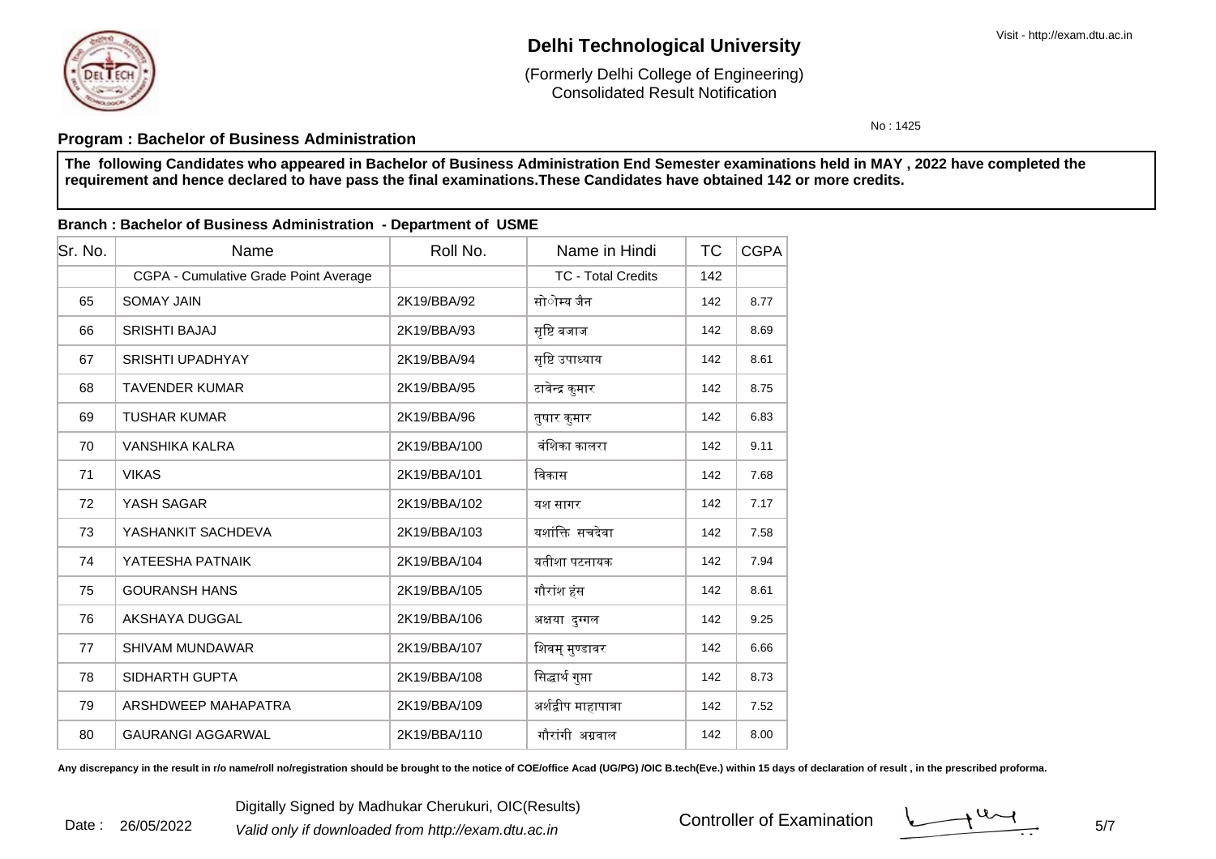# Delhi Technological University

(Formerly Delhi College of Engineering)
Consolidated Result Notification

No : 1425

**Program : Bachelor of Business Administration**

**The following Candidates who appeared in Bachelor of Business Administration End Semester examinations held in MAY , 2022 have completed the requirement and hence declared to have pass the final examinations.These Candidates have obtained 142 or more credits.**

**Branch : Bachelor of Business Administration - Department of USME**

| Sr. No. | Name | Roll No. | Name in Hindi | TC | CGPA |
|---|---|---|---|---|---|
| | CGPA - Cumulative Grade Point Average | | TC - Total Credits | 142 | |
| 65 | SOMAY JAIN | 2K19/BBA/92 | सोौम्य जैन | 142 | 8.77 |
| 66 | SRISHTI BAJAJ | 2K19/BBA/93 | सृष्टि बजाज | 142 | 8.69 |
| 67 | SRISHTI UPADHYAY | 2K19/BBA/94 | सृष्टि उपाध्याय | 142 | 8.61 |
| 68 | TAVENDER KUMAR | 2K19/BBA/95 | टावेन्द्र कुमार | 142 | 8.75 |
| 69 | TUSHAR KUMAR | 2K19/BBA/96 | तुषार कुमार | 142 | 6.83 |
| 70 | VANSHIKA KALRA | 2K19/BBA/100 | वंशिका कालरा | 142 | 9.11 |
| 71 | VIKAS | 2K19/BBA/101 | विकास | 142 | 7.68 |
| 72 | YASH SAGAR | 2K19/BBA/102 | यश सागर | 142 | 7.17 |
| 73 | YASHANKIT SACHDEVA | 2K19/BBA/103 | यशांक्ति सचदेवा | 142 | 7.58 |
| 74 | YATEESHA PATNAIK | 2K19/BBA/104 | यतीशा पटनायक | 142 | 7.94 |
| 75 | GOURANSH HANS | 2K19/BBA/105 | गौरांश हंस | 142 | 8.61 |
| 76 | AKSHAYA DUGGAL | 2K19/BBA/106 | अक्षया दुग्गल | 142 | 9.25 |
| 77 | SHIVAM MUNDAWAR | 2K19/BBA/107 | शिवम् मुण्डावर | 142 | 6.66 |
| 78 | SIDHARTH GUPTA | 2K19/BBA/108 | सिद्धार्थ गुप्ता | 142 | 8.73 |
| 79 | ARSHDWEEP MAHAPATRA | 2K19/BBA/109 | अर्शद्वीप माहापात्रा | 142 | 7.52 |
| 80 | GAURANGI AGGARWAL | 2K19/BBA/110 | गौरांगी अग्रवाल | 142 | 8.00 |

**Any discrepancy in the result in r/o name/roll no/registration should be brought to the notice of COE/office Acad (UG/PG) /OIC B.tech(Eve.) within 15 days of declaration of result , in the prescribed proforma.**

Date : 26/05/2022

Digitally Signed by Madhukar Cherukuri, OIC(Results)

*Valid only if downloaded from http://exam.dtu.ac.in*

Controller of Examination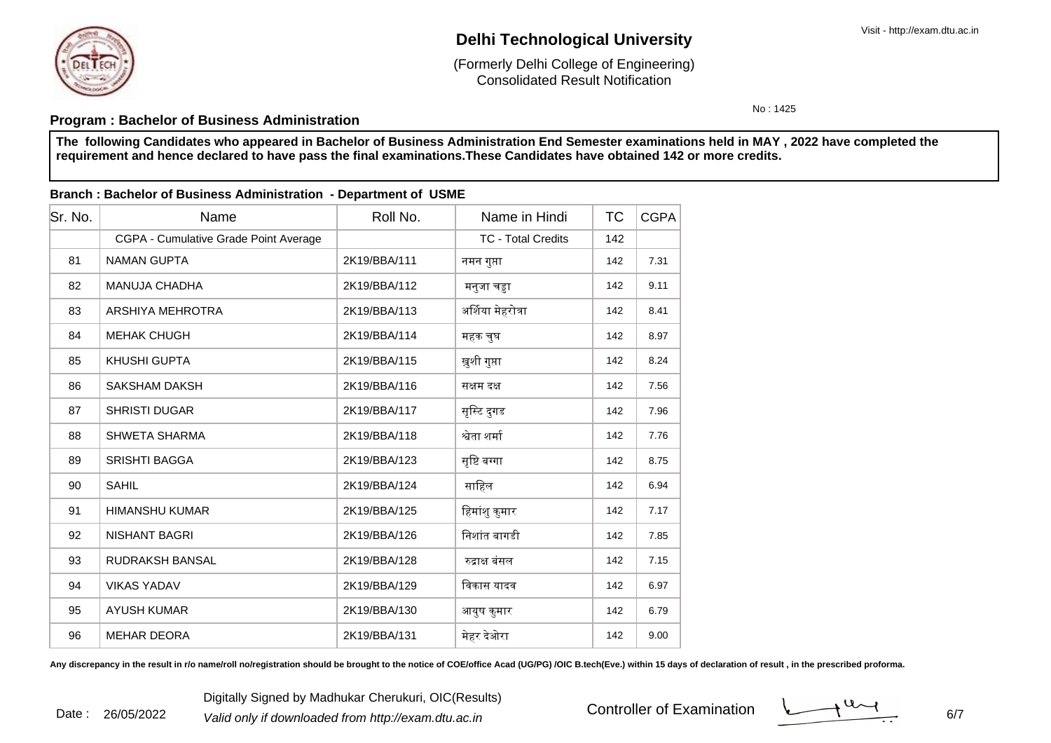# Delhi Technological University

(Formerly Delhi College of Engineering)
Consolidated Result Notification

No : 1425

**Program : Bachelor of Business Administration**

**The following Candidates who appeared in Bachelor of Business Administration End Semester examinations held in MAY , 2022 have completed the requirement and hence declared to have pass the final examinations.These Candidates have obtained 142 or more credits.**

**Branch : Bachelor of Business Administration - Department of USME**

| Sr. No. | Name | Roll No. | Name in Hindi | TC | CGPA |
|---|---|---|---|---|---|
| | CGPA - Cumulative Grade Point Average | | TC - Total Credits | 142 | |
| 81 | NAMAN GUPTA | 2K19/BBA/111 | नमन गुप्ता | 142 | 7.31 |
| 82 | MANUJA CHADHA | 2K19/BBA/112 | मनुजा चड्डा | 142 | 9.11 |
| 83 | ARSHIYA MEHROTRA | 2K19/BBA/113 | अर्शिया मेहरोत्रा | 142 | 8.41 |
| 84 | MEHAK CHUGH | 2K19/BBA/114 | महक चुघ | 142 | 8.97 |
| 85 | KHUSHI GUPTA | 2K19/BBA/115 | ख़ुशी गुप्ता | 142 | 8.24 |
| 86 | SAKSHAM DAKSH | 2K19/BBA/116 | सक्षम दक्ष | 142 | 7.56 |
| 87 | SHRISTI DUGAR | 2K19/BBA/117 | सृस्टि दुगड | 142 | 7.96 |
| 88 | SHWETA SHARMA | 2K19/BBA/118 | श्वेता शर्मा | 142 | 7.76 |
| 89 | SRISHTI BAGGA | 2K19/BBA/123 | सृष्टि बग्गा | 142 | 8.75 |
| 90 | SAHIL | 2K19/BBA/124 | साहिल | 142 | 6.94 |
| 91 | HIMANSHU KUMAR | 2K19/BBA/125 | हिमांशु कुमार | 142 | 7.17 |
| 92 | NISHANT BAGRI | 2K19/BBA/126 | निशांत बागडी | 142 | 7.85 |
| 93 | RUDRAKSH BANSAL | 2K19/BBA/128 | रुद्राक्ष बंसल | 142 | 7.15 |
| 94 | VIKAS YADAV | 2K19/BBA/129 | विकास यादव | 142 | 6.97 |
| 95 | AYUSH KUMAR | 2K19/BBA/130 | आयुष कुमार | 142 | 6.79 |
| 96 | MEHAR DEORA | 2K19/BBA/131 | मेहर देओरा | 142 | 9.00 |

**Any discrepancy in the result in r/o name/roll no/registration should be brought to the notice of COE/office Acad (UG/PG) /OIC B.tech(Eve.) within 15 days of declaration of result , in the prescribed proforma.**

Date : 26/05/2022

Digitally Signed by Madhukar Cherukuri, OIC(Results)

*Valid only if downloaded from http://exam.dtu.ac.in*

Controller of Examination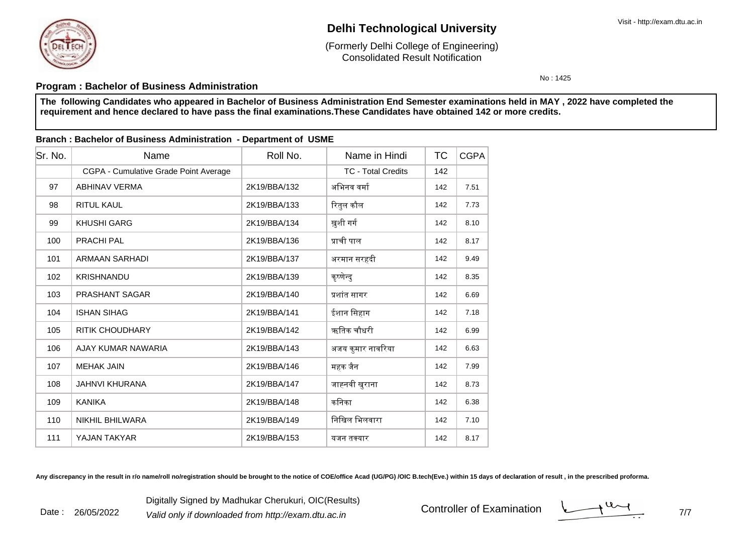# Delhi Technological University

(Formerly Delhi College of Engineering)
Consolidated Result Notification

No : 1425

**Program : Bachelor of Business Administration**

**The following Candidates who appeared in Bachelor of Business Administration End Semester examinations held in MAY , 2022 have completed the requirement and hence declared to have pass the final examinations.These Candidates have obtained 142 or more credits.**

**Branch : Bachelor of Business Administration - Department of USME**

| Sr. No. | Name | Roll No. | Name in Hindi | TC | CGPA |
|---|---|---|---|---|---|
| | CGPA - Cumulative Grade Point Average | | TC - Total Credits | 142 | |
| 97 | ABHINAV VERMA | 2K19/BBA/132 | अभिनव वर्मा | 142 | 7.51 |
| 98 | RITUL KAUL | 2K19/BBA/133 | रितुल कौल | 142 | 7.73 |
| 99 | KHUSHI GARG | 2K19/BBA/134 | ख़ुशी गर्ग | 142 | 8.10 |
| 100 | PRACHI PAL | 2K19/BBA/136 | प्राची पाल | 142 | 8.17 |
| 101 | ARMAAN SARHADI | 2K19/BBA/137 | अरमान सरहदी | 142 | 9.49 |
| 102 | KRISHNANDU | 2K19/BBA/139 | कृष्णेन्दु | 142 | 8.35 |
| 103 | PRASHANT SAGAR | 2K19/BBA/140 | प्रशांत सागर | 142 | 6.69 |
| 104 | ISHAN SIHAG | 2K19/BBA/141 | ईशान सिहाग | 142 | 7.18 |
| 105 | RITIK CHOUDHARY | 2K19/BBA/142 | ऋतिक चौधरी | 142 | 6.99 |
| 106 | AJAY KUMAR NAWARIA | 2K19/BBA/143 | अजय कुमार नावरिया | 142 | 6.63 |
| 107 | MEHAK JAIN | 2K19/BBA/146 | महक जैन | 142 | 7.99 |
| 108 | JAHNVI KHURANA | 2K19/BBA/147 | जाह्नवी खुराना | 142 | 8.73 |
| 109 | KANIKA | 2K19/BBA/148 | कनिका | 142 | 6.38 |
| 110 | NIKHIL BHILWARA | 2K19/BBA/149 | निखिल भिलवारा | 142 | 7.10 |
| 111 | YAJAN TAKYAR | 2K19/BBA/153 | यजन तक्यार | 142 | 8.17 |

**Any discrepancy in the result in r/o name/roll no/registration should be brought to the notice of COE/office Acad (UG/PG) /OIC B.tech(Eve.) within 15 days of declaration of result , in the prescribed proforma.**

Date : 26/05/2022

Digitally Signed by Madhukar Cherukuri, OIC(Results)

*Valid only if downloaded from http://exam.dtu.ac.in*

Controller of Examination